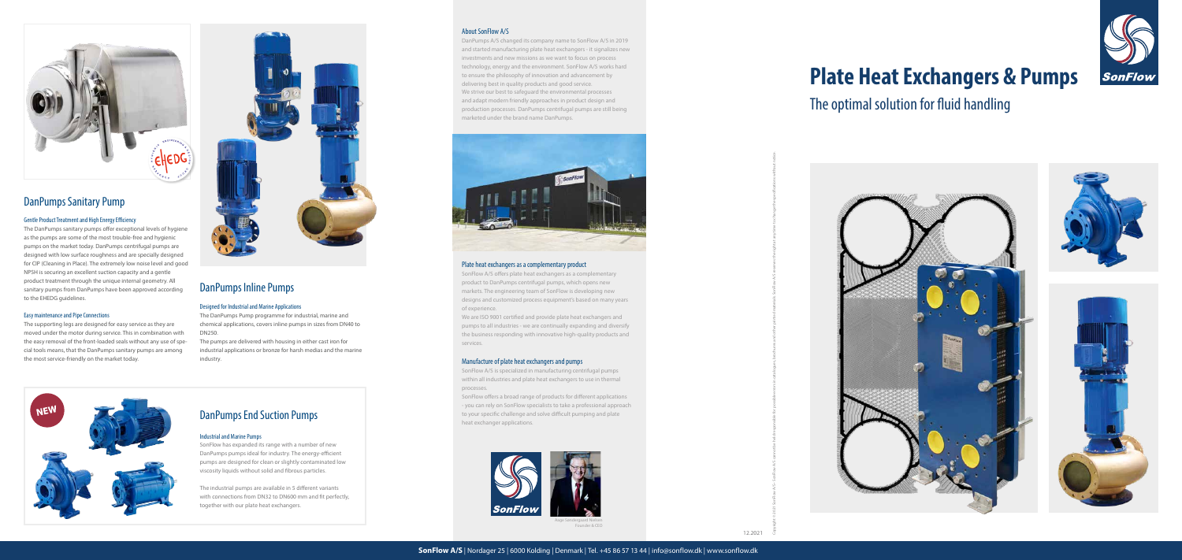# Plate Heat Exchangers & Pumps

## The optimal solution for fluid handling

## About SonFlow A/S

DanPumps A/S changed its company name to SonFlow A/S in 2019 and started manufacturing plate heat exchangers - it signalizes new investments and new missions as we want to focus on process technology, energy and the environment. SonFlow A/S works hard to ensure the philosophy of innovation and advancement by delivering best in quality products and good service. We strive our best to safeguard the environmental processes and adapt modern friendly approaches in product design and production processes. DanPumps centrifugal pumps are still being marketed under the brand name DanPumps.

### Plate heat exchangers as a complementary product

SonFlow A/S offers plate heat exchangers as a complementary product to DanPumps centrifugal pumps, which opens new markets. The engineering team of SonFlow is developing new designs and customized process equipment's based on many years of experience.

We are ISO 9001 certified and provide plate heat exchangers and pumps to all industries - we are continually expanding and diversify the business responding with innovative high-quality products and services.

### Manufacture of plate heat exchangers and pumps

SonFlow A/S is specialized in manufacturing centrifugal pumps within all industries and plate heat exchangers to use in thermal processes.

SonFlow offers a broad range of products for different applications - you can rely on SonFlow specialists to take a professional approach to your specific challenge and solve difficult pumping and plate heat exchanger applications.

Aage Søndergaard Nielsen
Founder & CEO

## DanPumps Sanitary Pump

### Gentle Product Treatment and High Energy Efficiency

The DanPumps sanitary pumps offer exceptional levels of hygiene as the pumps are some of the most trouble-free and hygienic pumps on the market today. DanPumps centrifugal pumps are designed with low surface roughness and are specially designed for CIP (Cleaning in Place). The extremely low noise level and good NPSH is securing an excellent suction capacity and a gentle product treatment through the unique internal geometry. All sanitary pumps from DanPumps have been approved according to the EHEDG guidelines.

### Easy maintenance and Pipe Connections

The supporting legs are designed for easy service as they are moved under the motor during service. This in combination with the easy removal of the front-loaded seals without any use of special tools means, that the DanPumps sanitary pumps are among the most service-friendly on the market today.

## DanPumps Inline Pumps

### Designed for Industrial and Marine Applications

The DanPumps Pump programme for industrial, marine and chemical applications, covers inline pumps in sizes from DN40 to DN250.

The pumps are delivered with housing in either cast iron for industrial applications or bronze for harsh medias and the marine industry.

## DanPumps End Suction Pumps

NEW

### Industrial and Marine Pumps

SonFlow has expanded its range with a number of new DanPumps pumps ideal for industry. The energy-efficient pumps are designed for clean or slightly contaminated low viscosity liquids without solid and fibrous particles.

The industrial pumps are available in 5 different variants with connections from DN32 to DN600 mm and fit perfectly, together with our plate heat exchangers.

12.2021

**SonFlow A/S** | Nordager 25 | 6000 Kolding | Denmark | Tel. +45 86 57 13 44 | info@sonflow.dk | www.sonflow.dk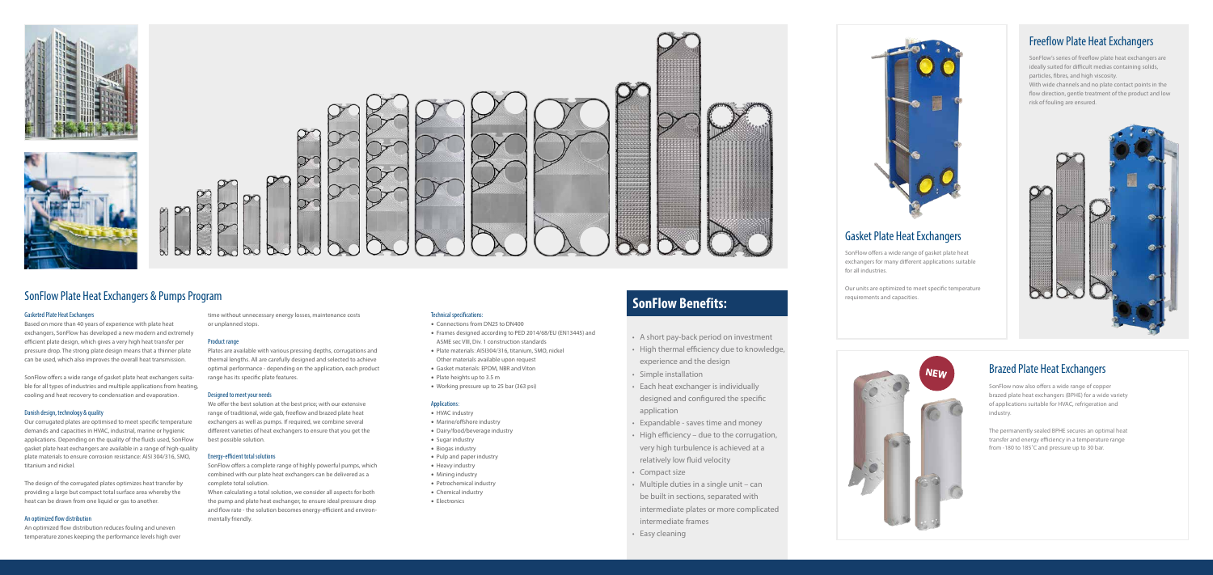## SonFlow Plate Heat Exchangers & Pumps Program

#### Gasketed Plate Heat Exchangers

Based on more than 40 years of experience with plate heat exchangers, SonFlow has developed a new modern and extremely efficient plate design, which gives a very high heat transfer per pressure drop. The strong plate design means that a thinner plate can be used, which also improves the overall heat transmission.

SonFlow offers a wide range of gasket plate heat exchangers suitable for all types of industries and multiple applications from heating, cooling and heat recovery to condensation and evaporation.

#### Danish design, technology & quality

Our corrugated plates are optimised to meet specific temperature demands and capacities in HVAC, industrial, marine or hygienic applications. Depending on the quality of the fluids used, SonFlow gasket plate heat exchangers are available in a range of high-quality plate materials to ensure corrosion resistance: AISI 304/316, SMO, titanium and nickel

The design of the corrugated plates optimizes heat transfer by providing a large but compact total surface area whereby the heat can be drawn from one liquid or gas to another.

#### An optimized flow distribution

An optimized flow distribution reduces fouling and uneven temperature zones keeping the performance levels high over time without unnecessary energy losses, maintenance costs or unplanned stops.

#### Product range

Plates are available with various pressing depths, corrugations and thermal lengths. All are carefully designed and selected to achieve optimal performance - depending on the application, each product range has its specific plate features.

#### Designed to meet your needs

We offer the best solution at the best price; with our extensive range of traditional, wide gab, freeflow and brazed plate heat exchangers as well as pumps. If required, we combine several different varieties of heat exchangers to ensure that you get the best possible solution.

#### Energy-efficient total solutions

SonFlow offers a complete range of highly powerful pumps, which combined with our plate heat exchangers can be delivered as a complete total solution.

When calculating a total solution, we consider all aspects for both the pump and plate heat exchanger, to ensure ideal pressure drop and flow rate - the solution becomes energy-efficient and environmentally friendly.

#### Technical specifications:

- Connections from DN25 to DN400
- Frames designed according to PED 2014/68/EU (EN13445) and ASME sec VIII, Div. 1 construction standards
- Plate materials: AISI304/316, titanium, SMO, nickel Other materials available upon request
- Gasket materials: EPDM, NBR and Viton
- Plate heights up to 3.5 m
- Working pressure up to 25 bar (363 psi)

#### Applications:

- HVAC industry
- Marine/offshore industry
- Dairy/food/beverage industry
- Sugar industry
- Biogas industry
- Pulp and paper industry
- Heavy industry
- Mining industry
- Petrochemical industry
- Chemical industry
- Electronics

## SonFlow Benefits:

- A short pay-back period on investment
- High thermal efficiency due to knowledge, experience and the design
- Simple installation
- Each heat exchanger is individually designed and configured the specific application
- Expandable - saves time and money
- High efficiency – due to the corrugation, very high turbulence is achieved at a relatively low fluid velocity
- Compact size
- Multiple duties in a single unit – can be built in sections, separated with intermediate plates or more complicated intermediate frames
- Easy cleaning

## Gasket Plate Heat Exchangers

SonFlow offers a wide range of gasket plate heat exchangers for many different applications suitable for all industries.

Our units are optimized to meet specific temperature requirements and capacities.

## Freeflow Plate Heat Exchangers

SonFlow's series of freeflow plate heat exchangers are ideally suited for difficult medias containing solids, particles, fibres, and high viscosity.
With wide channels and no plate contact points in the flow direction, gentle treatment of the product and low risk of fouling are ensured.

NEW

## Brazed Plate Heat Exchangers

SonFlow now also offers a wide range of copper brazed plate heat exchangers (BPHE) for a wide variety of applications suitable for HVAC, refrigeration and industry.

The permanently sealed BPHE secures an optimal heat transfer and energy efficiency in a temperature range from -180 to 185˚C and pressure up to 30 bar.